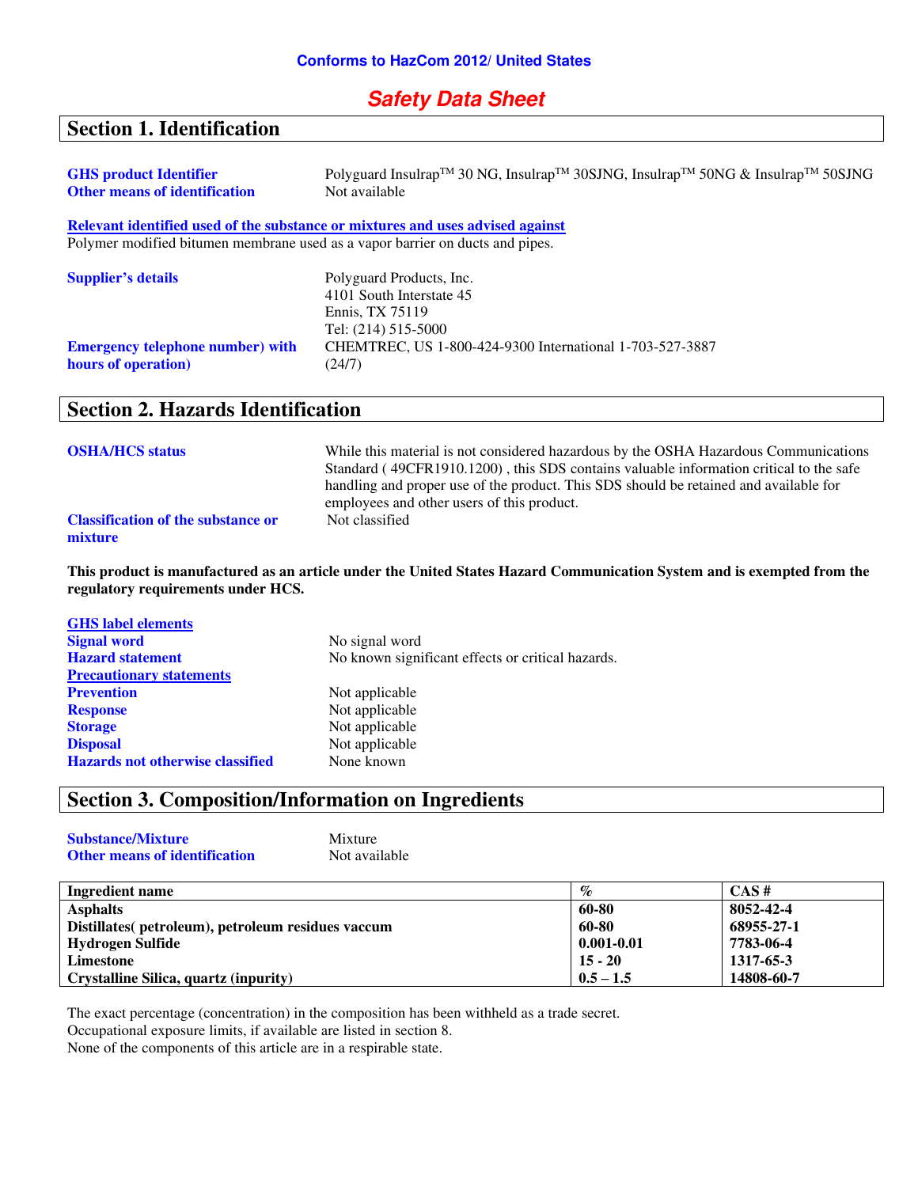**Conforms to HazCom 2012/ United States**

# *Safety Data Sheet*

## Section 1. Identification

**GHS product Identifier** Polyguard Insulrap$^{TM}$ 30 NG, Insulrap$^{TM}$ 30SJNG, Insulrap$^{TM}$ 50NG & Insulrap$^{TM}$ 50SJNG

**Other means of identification** Not available

**Relevant identified used of the substance or mixtures and uses advised against**

Polymer modified bitumen membrane used as a vapor barrier on ducts and pipes.

**Supplier's details** Polyguard Products, Inc.
4101 South Interstate 45
Ennis, TX 75119
Tel: (214) 515-5000

**Emergency telephone number) with hours of operation)** CHEMTREC, US 1-800-424-9300 International 1-703-527-3887 (24/7)

## Section 2. Hazards Identification

**OSHA/HCS status** While this material is not considered hazardous by the OSHA Hazardous Communications Standard ( 49CFR1910.1200) , this SDS contains valuable information critical to the safe handling and proper use of the product. This SDS should be retained and available for employees and other users of this product.

**Classification of the substance or mixture** Not classified

**This product is manufactured as an article under the United States Hazard Communication System and is exempted from the regulatory requirements under HCS.**

**GHS label elements**

**Signal word** No signal word

**Hazard statement** No known significant effects or critical hazards.

**Precautionary statements**

**Prevention** Not applicable

**Response** Not applicable

**Storage** Not applicable

**Disposal** Not applicable

**Hazards not otherwise classified** None known

## Section 3. Composition/Information on Ingredients

**Substance/Mixture** Mixture

**Other means of identification** Not available

| Ingredient name | % | CAS # |
|---|---|---|
| **Asphalts** | **60-80** | **8052-42-4** |
| **Distillates( petroleum), petroleum residues vaccum** | **60-80** | **68955-27-1** |
| **Hydrogen Sulfide** | **0.001-0.01** | **7783-06-4** |
| **Limestone** | **15 - 20** | **1317-65-3** |
| **Crystalline Silica, quartz (inpurity)** | **0.5 – 1.5** | **14808-60-7** |

The exact percentage (concentration) in the composition has been withheld as a trade secret.
Occupational exposure limits, if available are listed in section 8.
None of the components of this article are in a respirable state.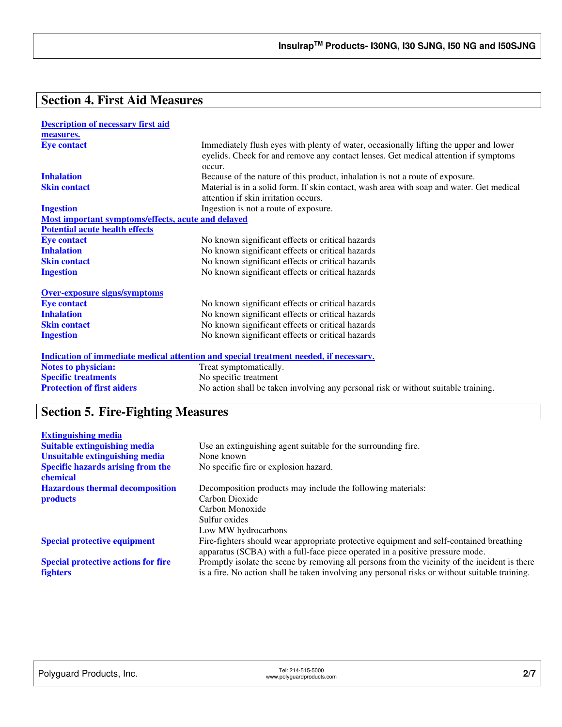## Section 4. First Aid Measures

**Description of necessary first aid measures.**

| | |
|---|---|
| **Eye contact** | Immediately flush eyes with plenty of water, occasionally lifting the upper and lower eyelids. Check for and remove any contact lenses. Get medical attention if symptoms occur. |
| **Inhalation** | Because of the nature of this product, inhalation is not a route of exposure. |
| **Skin contact** | Material is in a solid form. If skin contact, wash area with soap and water. Get medical attention if skin irritation occurs. |
| **Ingestion** | Ingestion is not a route of exposure. |

**Most important symptoms/effects, acute and delayed**

**Potential acute health effects**

| | |
|---|---|
| **Eye contact** | No known significant effects or critical hazards |
| **Inhalation** | No known significant effects or critical hazards |
| **Skin contact** | No known significant effects or critical hazards |
| **Ingestion** | No known significant effects or critical hazards |

**Over-exposure signs/symptoms**

| | |
|---|---|
| **Eye contact** | No known significant effects or critical hazards |
| **Inhalation** | No known significant effects or critical hazards |
| **Skin contact** | No known significant effects or critical hazards |
| **Ingestion** | No known significant effects or critical hazards |

**Indication of immediate medical attention and special treatment needed, if necessary.**

| | |
|---|---|
| **Notes to physician:** | Treat symptomatically. |
| **Specific treatments** | No specific treatment |
| **Protection of first aiders** | No action shall be taken involving any personal risk or without suitable training. |

## Section 5. Fire-Fighting Measures

**Extinguishing media**

| | |
|---|---|
| **Suitable extinguishing media** | Use an extinguishing agent suitable for the surrounding fire. |
| **Unsuitable extinguishing media** | None known |
| **Specific hazards arising from the chemical** | No specific fire or explosion hazard. |
| **Hazardous thermal decomposition products** | Decomposition products may include the following materials:<br>Carbon Dioxide<br>Carbon Monoxide<br>Sulfur oxides<br>Low MW hydrocarbons |
| **Special protective equipment** | Fire-fighters should wear appropriate protective equipment and self-contained breathing apparatus (SCBA) with a full-face piece operated in a positive pressure mode. |
| **Special protective actions for fire fighters** | Promptly isolate the scene by removing all persons from the vicinity of the incident is there is a fire. No action shall be taken involving any personal risks or without suitable training. |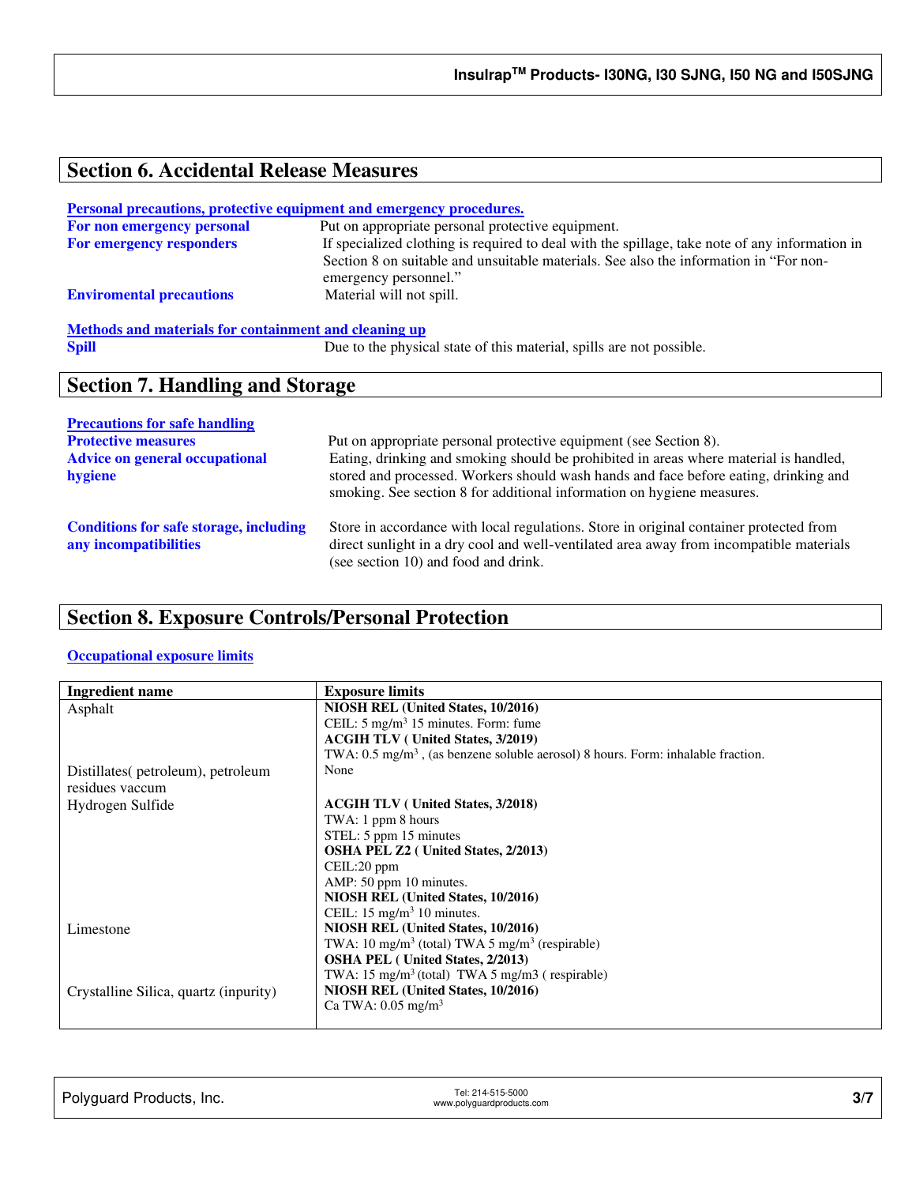## Section 6. Accidental Release Measures

**Personal precautions, protective equipment and emergency procedures.**

**For non emergency personal** Put on appropriate personal protective equipment.

**For emergency responders** If specialized clothing is required to deal with the spillage, take note of any information in Section 8 on suitable and unsuitable materials. See also the information in "For non-emergency personnel."

**Enviromental precautions** Material will not spill.

**Methods and materials for containment and cleaning up**

**Spill** Due to the physical state of this material, spills are not possible.

## Section 7. Handling and Storage

**Precautions for safe handling**

**Protective measures** Put on appropriate personal protective equipment (see Section 8).

**Advice on general occupational hygiene** Eating, drinking and smoking should be prohibited in areas where material is handled, stored and processed. Workers should wash hands and face before eating, drinking and smoking. See section 8 for additional information on hygiene measures.

**Conditions for safe storage, including any incompatibilities** Store in accordance with local regulations. Store in original container protected from direct sunlight in a dry cool and well-ventilated area away from incompatible materials (see section 10) and food and drink.

## Section 8. Exposure Controls/Personal Protection

**Occupational exposure limits**

| Ingredient name | Exposure limits |
|---|---|
| Asphalt | **NIOSH REL (United States, 10/2016)**<br>CEIL: 5 mg/m$^3$ 15 minutes. Form: fume<br>**ACGIH TLV ( United States, 3/2019)**<br>TWA: 0.5 mg/m$^3$ , (as benzene soluble aerosol) 8 hours. Form: inhalable fraction. |
| Distillates( petroleum), petroleum residues vaccum | None |
| Hydrogen Sulfide | **ACGIH TLV ( United States, 3/2018)**<br>TWA: 1 ppm 8 hours<br>STEL: 5 ppm 15 minutes<br>**OSHA PEL Z2 ( United States, 2/2013)**<br>CEIL:20 ppm<br>AMP: 50 ppm 10 minutes.<br>**NIOSH REL (United States, 10/2016)**<br>CEIL: 15 mg/m$^3$ 10 minutes. |
| Limestone | **NIOSH REL (United States, 10/2016)**<br>TWA: 10 mg/m$^3$ (total) TWA 5 mg/m$^3$ (respirable)<br>**OSHA PEL ( United States, 2/2013)**<br>TWA: 15 mg/m$^3$ (total) TWA 5 mg/m3 ( respirable) |
| Crystalline Silica, quartz (inpurity) | **NIOSH REL (United States, 10/2016)**<br>Ca TWA: 0.05 mg/m$^3$ |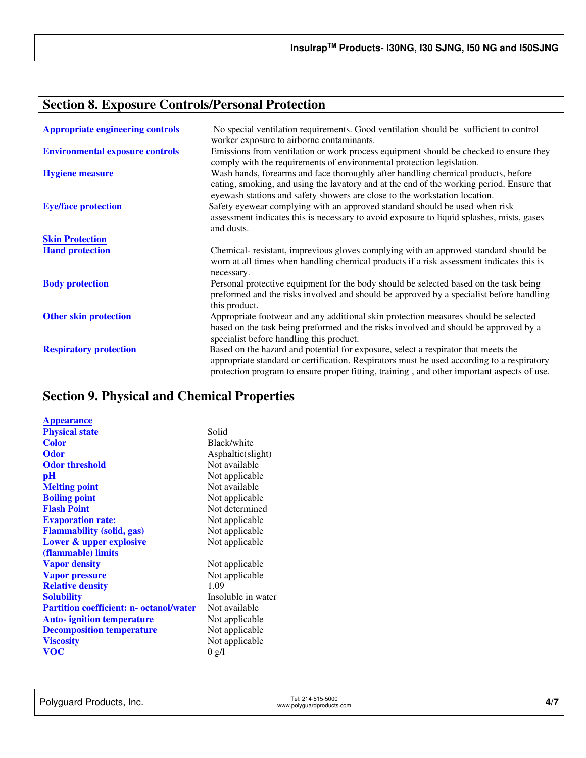## Section 8. Exposure Controls/Personal Protection

| | |
|---|---|
| **Appropriate engineering controls** | No special ventilation requirements. Good ventilation should be sufficient to control worker exposure to airborne contaminants. |
| **Environmental exposure controls** | Emissions from ventilation or work process equipment should be checked to ensure they comply with the requirements of environmental protection legislation. |
| **Hygiene measure** | Wash hands, forearms and face thoroughly after handling chemical products, before eating, smoking, and using the lavatory and at the end of the working period. Ensure that eyewash stations and safety showers are close to the workstation location. |
| **Eye/face protection** | Safety eyewear complying with an approved standard should be used when risk assessment indicates this is necessary to avoid exposure to liquid splashes, mists, gases and dusts. |
| **Skin Protection** | |
| **Hand protection** | Chemical- resistant, impervious gloves complying with an approved standard should be worn at all times when handling chemical products if a risk assessment indicates this is necessary. |
| **Body protection** | Personal protective equipment for the body should be selected based on the task being preformed and the risks involved and should be approved by a specialist before handling this product. |
| **Other skin protection** | Appropriate footwear and any additional skin protection measures should be selected based on the task being preformed and the risks involved and should be approved by a specialist before handling this product. |
| **Respiratory protection** | Based on the hazard and potential for exposure, select a respirator that meets the appropriate standard or certification. Respirators must be used according to a respiratory protection program to ensure proper fitting, training , and other important aspects of use. |

## Section 9. Physical and Chemical Properties

| | |
|---|---|
| **Appearance** | |
| **Physical state** | Solid |
| **Color** | Black/white |
| **Odor** | Asphaltic(slight) |
| **Odor threshold** | Not available |
| **pH** | Not applicable |
| **Melting point** | Not available |
| **Boiling point** | Not applicable |
| **Flash Point** | Not determined |
| **Evaporation rate:** | Not applicable |
| **Flammability (solid, gas)** | Not applicable |
| **Lower & upper explosive (flammable) limits** | Not applicable |
| **Vapor density** | Not applicable |
| **Vapor pressure** | Not applicable |
| **Relative density** | 1.09 |
| **Solubility** | Insoluble in water |
| **Partition coefficient: n- octanol/water** | Not available |
| **Auto- ignition temperature** | Not applicable |
| **Decomposition temperature** | Not applicable |
| **Viscosity** | Not applicable |
| **VOC** | 0 g/l |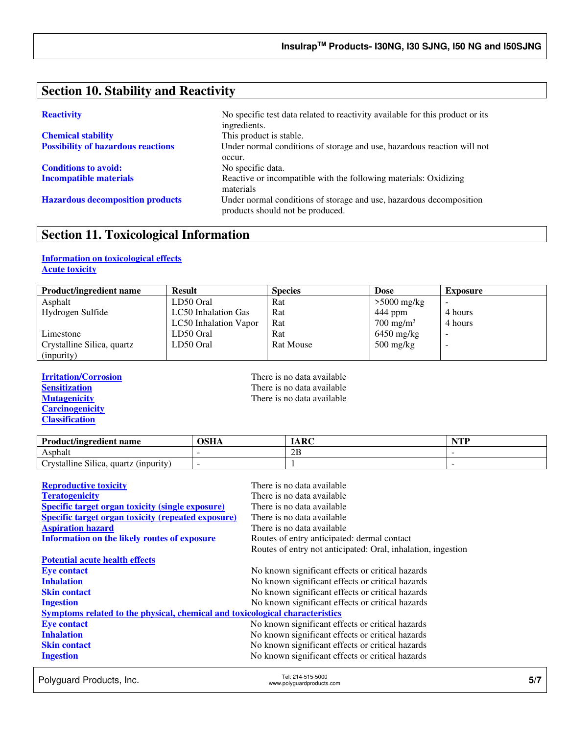## Section 10. Stability and Reactivity

**Reactivity** — No specific test data related to reactivity available for this product or its ingredients.

**Chemical stability** — This product is stable.

**Possibility of hazardous reactions** — Under normal conditions of storage and use, hazardous reaction will not occur.

**Conditions to avoid:** — No specific data.

**Incompatible materials** — Reactive or incompatible with the following materials: Oxidizing materials

**Hazardous decomposition products** — Under normal conditions of storage and use, hazardous decomposition products should not be produced.

## Section 11. Toxicological Information

**Information on toxicological effects**

**Acute toxicity**

| Product/ingredient name | Result | Species | Dose | Exposure |
|---|---|---|---|---|
| Asphalt | LD50 Oral | Rat | >5000 mg/kg | - |
| Hydrogen Sulfide | LC50 Inhalation Gas | Rat | 444 ppm | 4 hours |
| | LC50 Inhalation Vapor | Rat | 700 mg/m$^3$ | 4 hours |
| Limestone | LD50 Oral | Rat | 6450 mg/kg | - |
| Crystalline Silica, quartz (inpurity) | LD50 Oral | Rat Mouse | 500 mg/kg | - |

**Irritation/Corrosion** — There is no data available

**Sensitization** — There is no data available

**Mutagenicity** — There is no data available

**Carcinogenicity**

**Classification**

| Product/ingredient name | OSHA | IARC | NTP |
|---|---|---|---|
| Asphalt | - | 2B | - |
| Crystalline Silica, quartz (inpurity) | - | 1 | - |

**Reproductive toxicity** — There is no data available

**Teratogenicity** — There is no data available

**Specific target organ toxicity (single exposure)** — There is no data available

**Specific target organ toxicity (repeated exposure)** — There is no data available

**Aspiration hazard** — There is no data available

**Information on the likely routes of exposure** — Routes of entry anticipated: dermal contact
Routes of entry not anticipated: Oral, inhalation, ingestion

**Potential acute health effects**

**Eye contact** — No known significant effects or critical hazards

**Inhalation** — No known significant effects or critical hazards

**Skin contact** — No known significant effects or critical hazards

**Ingestion** — No known significant effects or critical hazards

**Symptoms related to the physical, chemical and toxicological characteristics**

**Eye contact** — No known significant effects or critical hazards

**Inhalation** — No known significant effects or critical hazards

**Skin contact** — No known significant effects or critical hazards

**Ingestion** — No known significant effects or critical hazards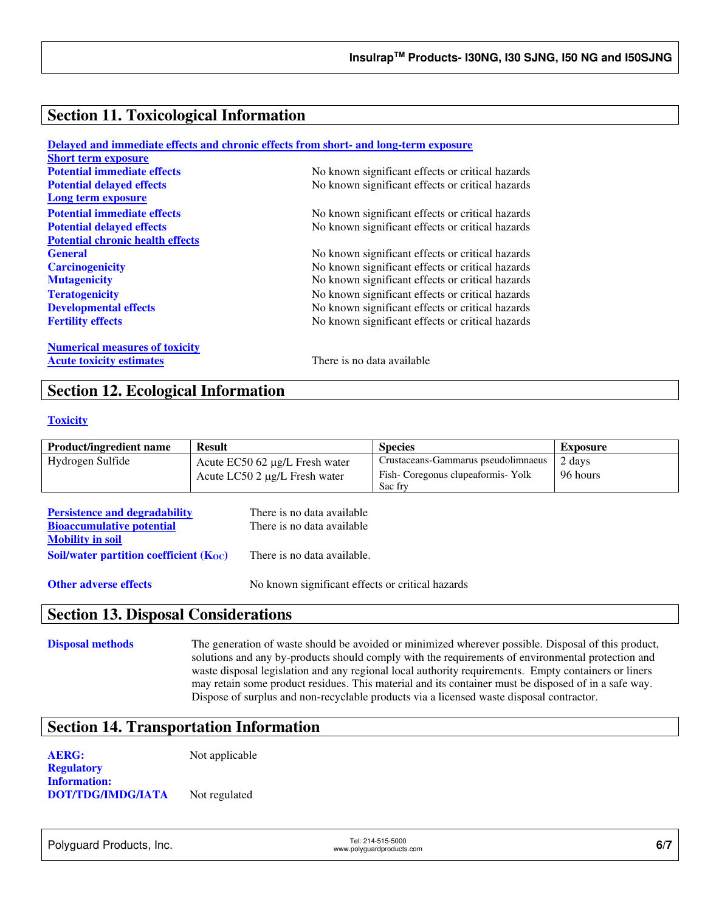## Section 11. Toxicological Information

**Delayed and immediate effects and chronic effects from short- and long-term exposure**

**Short term exposure**

| | |
|---|---|
| **Potential immediate effects** | No known significant effects or critical hazards |
| **Potential delayed effects** | No known significant effects or critical hazards |

**Long term exposure**

| | |
|---|---|
| **Potential immediate effects** | No known significant effects or critical hazards |
| **Potential delayed effects** | No known significant effects or critical hazards |

**Potential chronic health effects**

| | |
|---|---|
| **General** | No known significant effects or critical hazards |
| **Carcinogenicity** | No known significant effects or critical hazards |
| **Mutagenicity** | No known significant effects or critical hazards |
| **Teratogenicity** | No known significant effects or critical hazards |
| **Developmental effects** | No known significant effects or critical hazards |
| **Fertility effects** | No known significant effects or critical hazards |

**Numerical measures of toxicity**

**Acute toxicity estimates** — There is no data available

## Section 12. Ecological Information

**Toxicity**

| Product/ingredient name | Result | Species | Exposure |
|---|---|---|---|
| Hydrogen Sulfide | Acute EC50 62 µg/L Fresh water | Crustaceans-Gammarus pseudolimnaeus | 2 days |
| | Acute LC50 2 µg/L Fresh water | Fish- Coregonus clupeaformis- Yolk Sac fry | 96 hours |

| | |
|---|---|
| **Persistence and degradability** | There is no data available |
| **Bioaccumulative potential** | There is no data available |

**Mobility in soil**

| | |
|---|---|
| **Soil/water partition coefficient ($K_{OC}$)** | There is no data available. |
| **Other adverse effects** | No known significant effects or critical hazards |

## Section 13. Disposal Considerations

**Disposal methods** — The generation of waste should be avoided or minimized wherever possible. Disposal of this product, solutions and any by-products should comply with the requirements of environmental protection and waste disposal legislation and any regional local authority requirements. Empty containers or liners may retain some product residues. This material and its container must be disposed of in a safe way. Dispose of surplus and non-recyclable products via a licensed waste disposal contractor.

## Section 14. Transportation Information

| | |
|---|---|
| **AERG:** | Not applicable |
| **Regulatory Information:** | |
| **DOT/TDG/IMDG/IATA** | Not regulated |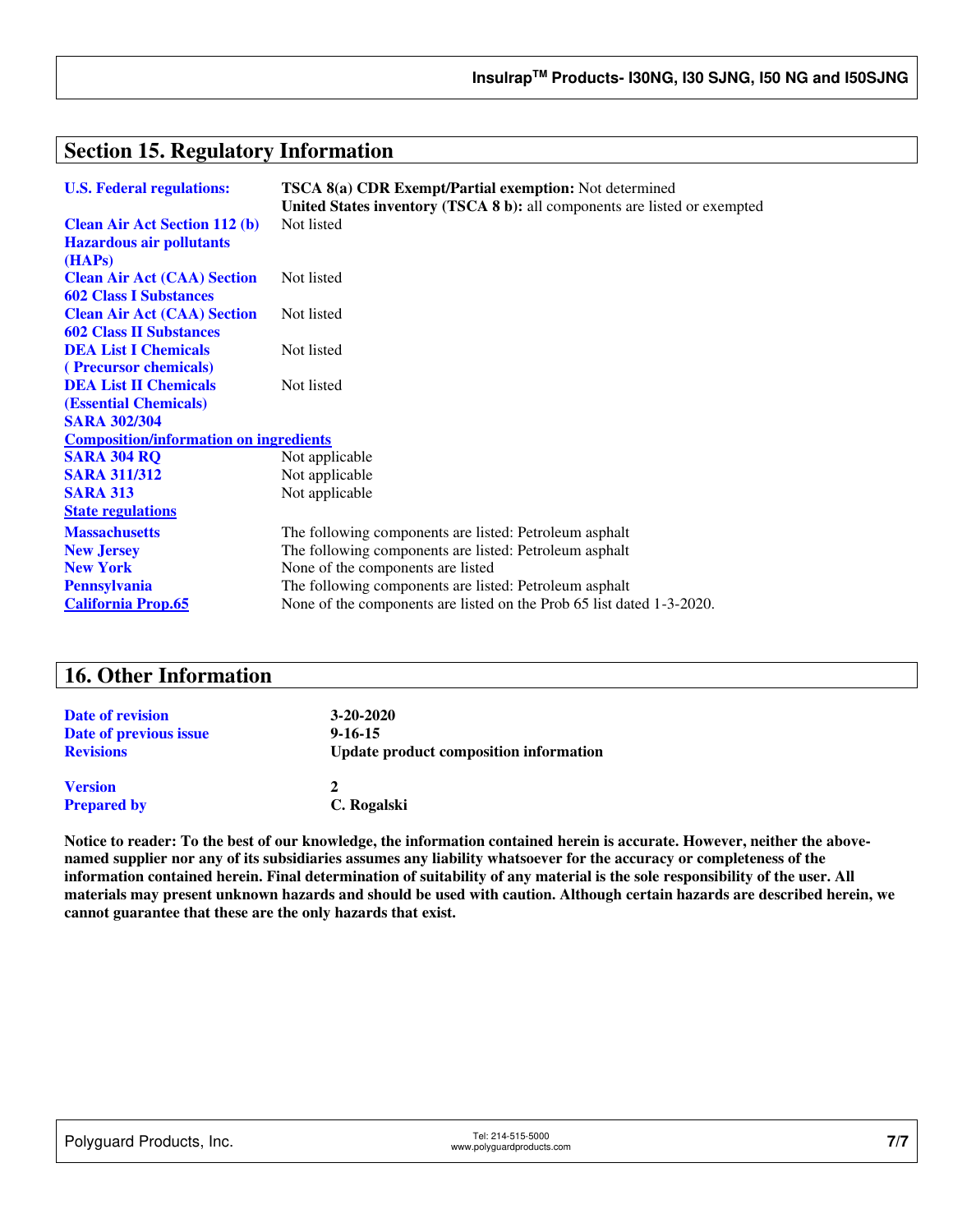## Section 15. Regulatory Information

| | |
|---|---|
| **U.S. Federal regulations:** | **TSCA 8(a) CDR Exempt/Partial exemption:** Not determined<br>**United States inventory (TSCA 8 b):** all components are listed or exempted |
| **Clean Air Act Section 112 (b) Hazardous air pollutants (HAPs)** | Not listed |
| **Clean Air Act (CAA) Section 602 Class I Substances** | Not listed |
| **Clean Air Act (CAA) Section 602 Class II Substances** | Not listed |
| **DEA List I Chemicals ( Precursor chemicals)** | Not listed |
| **DEA List II Chemicals (Essential Chemicals)** | Not listed |
| **SARA 302/304** | |
| **Composition/information on ingredients** | |
| **SARA 304 RQ** | Not applicable |
| **SARA 311/312** | Not applicable |
| **SARA 313** | Not applicable |
| **State regulations** | |
| **Massachusetts** | The following components are listed: Petroleum asphalt |
| **New Jersey** | The following components are listed: Petroleum asphalt |
| **New York** | None of the components are listed |
| **Pennsylvania** | The following components are listed: Petroleum asphalt |
| **California Prop.65** | None of the components are listed on the Prob 65 list dated 1-3-2020. |

## 16. Other Information

| | |
|---|---|
| **Date of revision** | **3-20-2020** |
| **Date of previous issue** | **9-16-15** |
| **Revisions** | **Update product composition information** |
| **Version** | **2** |
| **Prepared by** | **C. Rogalski** |

**Notice to reader: To the best of our knowledge, the information contained herein is accurate. However, neither the above-named supplier nor any of its subsidiaries assumes any liability whatsoever for the accuracy or completeness of the information contained herein. Final determination of suitability of any material is the sole responsibility of the user. All materials may present unknown hazards and should be used with caution. Although certain hazards are described herein, we cannot guarantee that these are the only hazards that exist.**